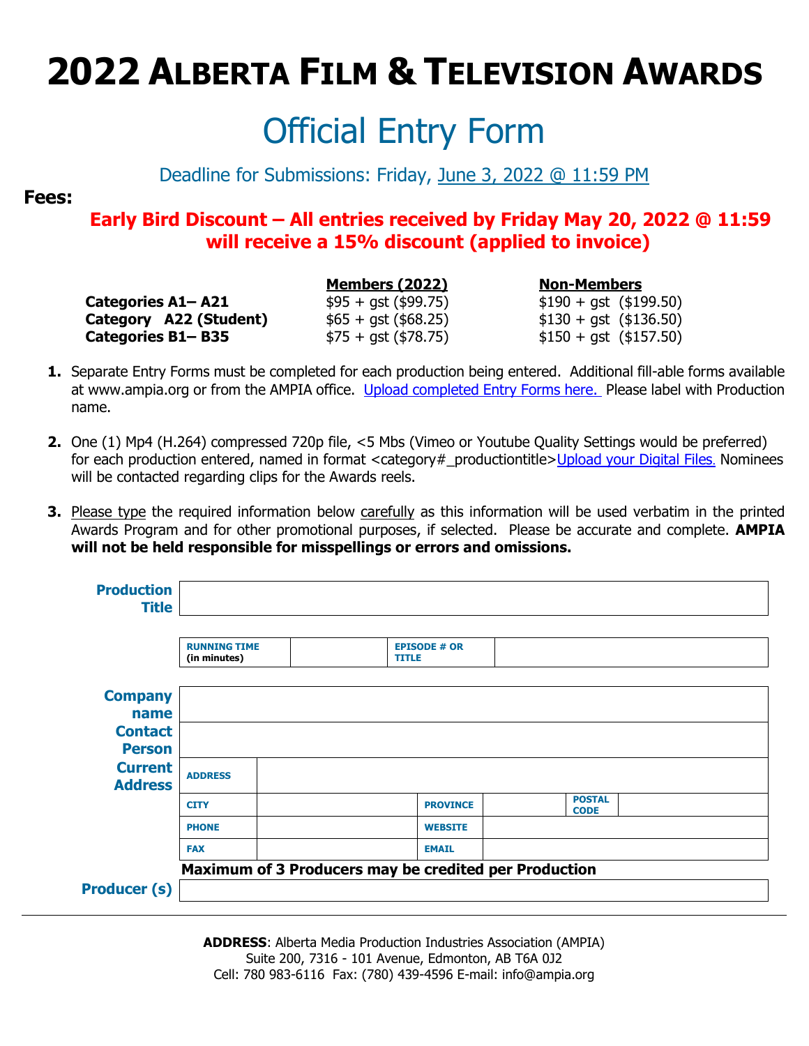# 2022 Alberta Film & Television Awards

## Official Entry Form

Deadline for Submissions: Friday, June 3, 2022 @ 11:59 PM

**Fees:**

**Early Bird Discount – All entries received by Friday May 20, 2022 @ 11:59 will receive a 15% discount (applied to invoice)**

| | Members (2022) | Non-Members |
|---|---|---|
| **Categories A1– A21** | $95 + gst ($99.75) | $190 + gst ($199.50) |
| **Category A22 (Student)** | $65 + gst ($68.25) | $130 + gst ($136.50) |
| **Categories B1– B35** | $75 + gst ($78.75) | $150 + gst ($157.50) |

1. Separate Entry Forms must be completed for each production being entered. Additional fill-able forms available at www.ampia.org or from the AMPIA office. Upload completed Entry Forms here. Please label with Production name.

2. One (1) Mp4 (H.264) compressed 720p file, <5 Mbs (Vimeo or Youtube Quality Settings would be preferred) for each production entered, named in format <category#_productiontitle>Upload your Digital Files. Nominees will be contacted regarding clips for the Awards reels.

3. Please type the required information below carefully as this information will be used verbatim in the printed Awards Program and for other promotional purposes, if selected. Please be accurate and complete. **AMPIA will not be held responsible for misspellings or errors and omissions.**

| **Production Title** | |
|---|---|

| RUNNING TIME (in minutes) | | EPISODE # OR TITLE | |
|---|---|---|---|

| **Company name** | | | | | |
|---|---|---|---|---|---|
| **Contact Person** | | | | | |
| **Current Address** | ADDRESS | | | | |
| | CITY | | PROVINCE | POSTAL CODE | |
| | PHONE | | WEBSITE | | |
| | FAX | | EMAIL | | |

**Maximum of 3 Producers may be credited per Production**

| **Producer (s)** | |
|---|---|

**ADDRESS**: Alberta Media Production Industries Association (AMPIA)
Suite 200, 7316 - 101 Avenue, Edmonton, AB T6A 0J2
Cell: 780 983-6116 Fax: (780) 439-4596 E-mail: info@ampia.org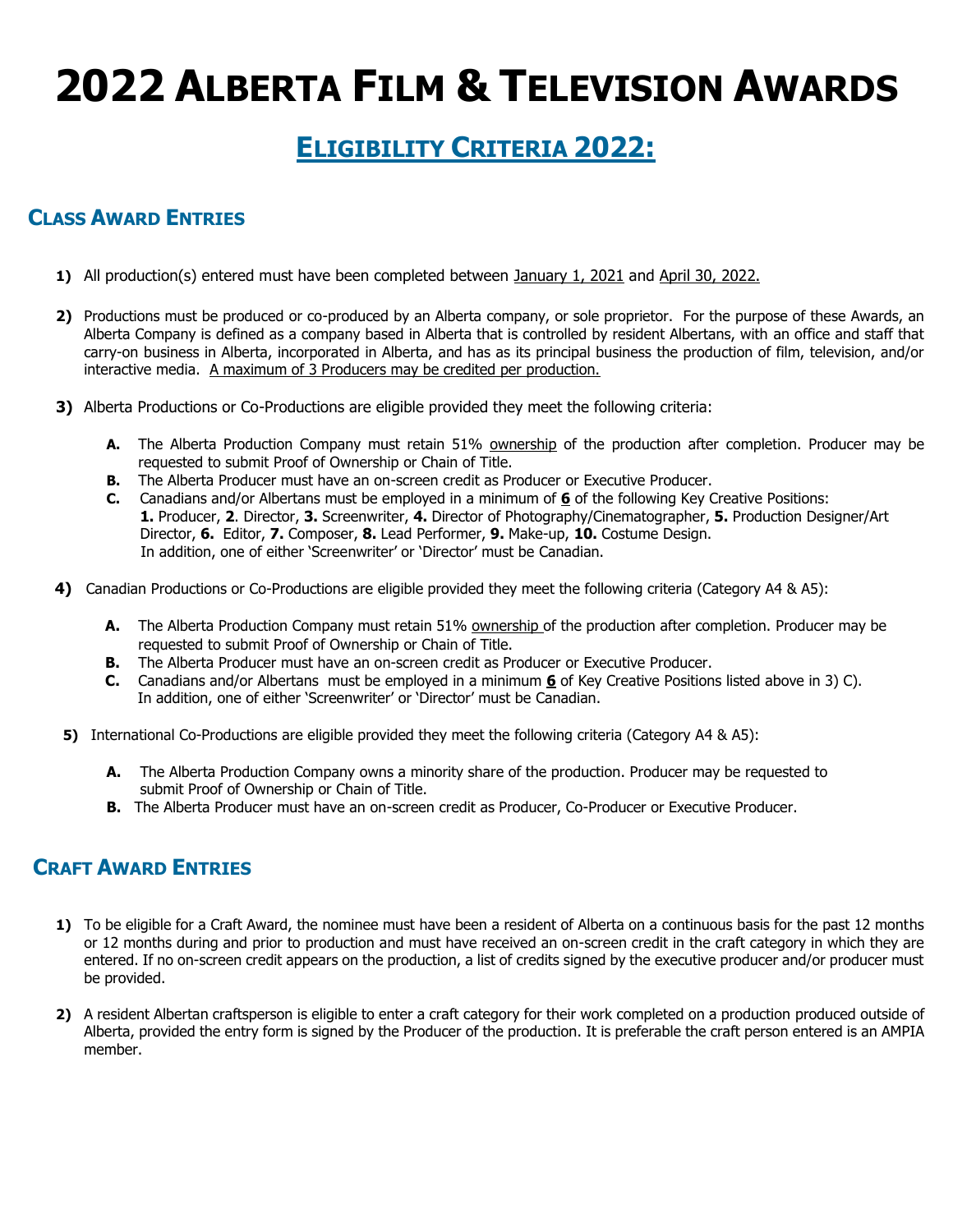# 2022 Alberta Film & Television Awards

## Eligibility Criteria 2022:

### Class Award Entries

1) All production(s) entered must have been completed between January 1, 2021 and April 30, 2022.

2) Productions must be produced or co-produced by an Alberta company, or sole proprietor. For the purpose of these Awards, an Alberta Company is defined as a company based in Alberta that is controlled by resident Albertans, with an office and staff that carry-on business in Alberta, incorporated in Alberta, and has as its principal business the production of film, television, and/or interactive media. A maximum of 3 Producers may be credited per production.

3) Alberta Productions or Co-Productions are eligible provided they meet the following criteria:

   **A.** The Alberta Production Company must retain 51% ownership of the production after completion. Producer may be requested to submit Proof of Ownership or Chain of Title.
   **B.** The Alberta Producer must have an on-screen credit as Producer or Executive Producer.
   **C.** Canadians and/or Albertans must be employed in a minimum of **6** of the following Key Creative Positions: **1.** Producer, **2**. Director, **3.** Screenwriter, **4.** Director of Photography/Cinematographer, **5.** Production Designer/Art Director, **6.** Editor, **7.** Composer, **8.** Lead Performer, **9.** Make-up, **10.** Costume Design. In addition, one of either 'Screenwriter' or 'Director' must be Canadian.

4) Canadian Productions or Co-Productions are eligible provided they meet the following criteria (Category A4 & A5):

   **A.** The Alberta Production Company must retain 51% ownership of the production after completion. Producer may be requested to submit Proof of Ownership or Chain of Title.
   **B.** The Alberta Producer must have an on-screen credit as Producer or Executive Producer.
   **C.** Canadians and/or Albertans must be employed in a minimum **6** of Key Creative Positions listed above in 3) C). In addition, one of either 'Screenwriter' or 'Director' must be Canadian.

5) International Co-Productions are eligible provided they meet the following criteria (Category A4 & A5):

   **A.** The Alberta Production Company owns a minority share of the production. Producer may be requested to submit Proof of Ownership or Chain of Title.
   **B.** The Alberta Producer must have an on-screen credit as Producer, Co-Producer or Executive Producer.

### Craft Award Entries

1) To be eligible for a Craft Award, the nominee must have been a resident of Alberta on a continuous basis for the past 12 months or 12 months during and prior to production and must have received an on-screen credit in the craft category in which they are entered. If no on-screen credit appears on the production, a list of credits signed by the executive producer and/or producer must be provided.

2) A resident Albertan craftsperson is eligible to enter a craft category for their work completed on a production produced outside of Alberta, provided the entry form is signed by the Producer of the production. It is preferable the craft person entered is an AMPIA member.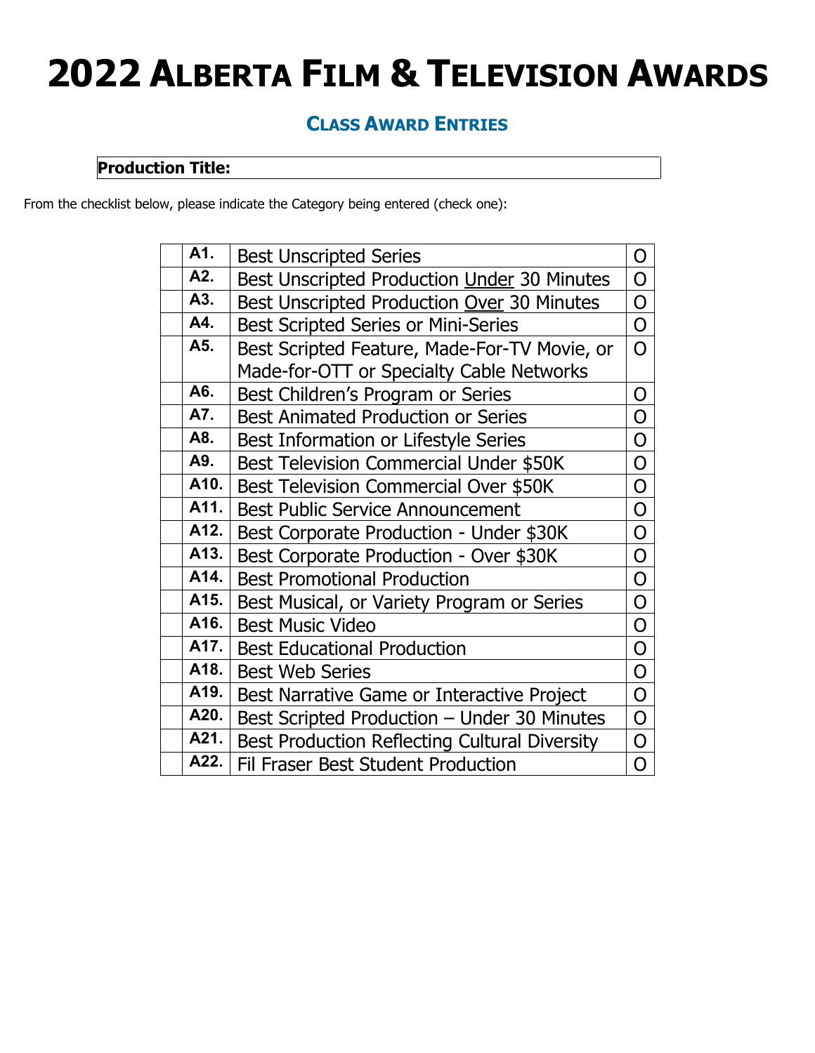# 2022 Alberta Film & Television Awards

## Class Award Entries

| Production Title: |
|---|

From the checklist below, please indicate the Category being entered (check one):

| | | | |
|---|---|---|---|
| | **A1.** | Best Unscripted Series | O |
| | **A2.** | Best Unscripted Production <u>Under</u> 30 Minutes | O |
| | **A3.** | Best Unscripted Production <u>Over</u> 30 Minutes | O |
| | **A4.** | Best Scripted Series or Mini-Series | O |
| | **A5.** | Best Scripted Feature, Made-For-TV Movie, or Made-for-OTT or Specialty Cable Networks | O |
| | **A6.** | Best Children's Program or Series | O |
| | **A7.** | Best Animated Production or Series | O |
| | **A8.** | Best Information or Lifestyle Series | O |
| | **A9.** | Best Television Commercial Under $50K | O |
| | **A10.** | Best Television Commercial Over $50K | O |
| | **A11.** | Best Public Service Announcement | O |
| | **A12.** | Best Corporate Production - Under $30K | O |
| | **A13.** | Best Corporate Production - Over $30K | O |
| | **A14.** | Best Promotional Production | O |
| | **A15.** | Best Musical, or Variety Program or Series | O |
| | **A16.** | Best Music Video | O |
| | **A17.** | Best Educational Production | O |
| | **A18.** | Best Web Series | O |
| | **A19.** | Best Narrative Game or Interactive Project | O |
| | **A20.** | Best Scripted Production – Under 30 Minutes | O |
| | **A21.** | Best Production Reflecting Cultural Diversity | O |
| | **A22.** | Fil Fraser Best Student Production | O |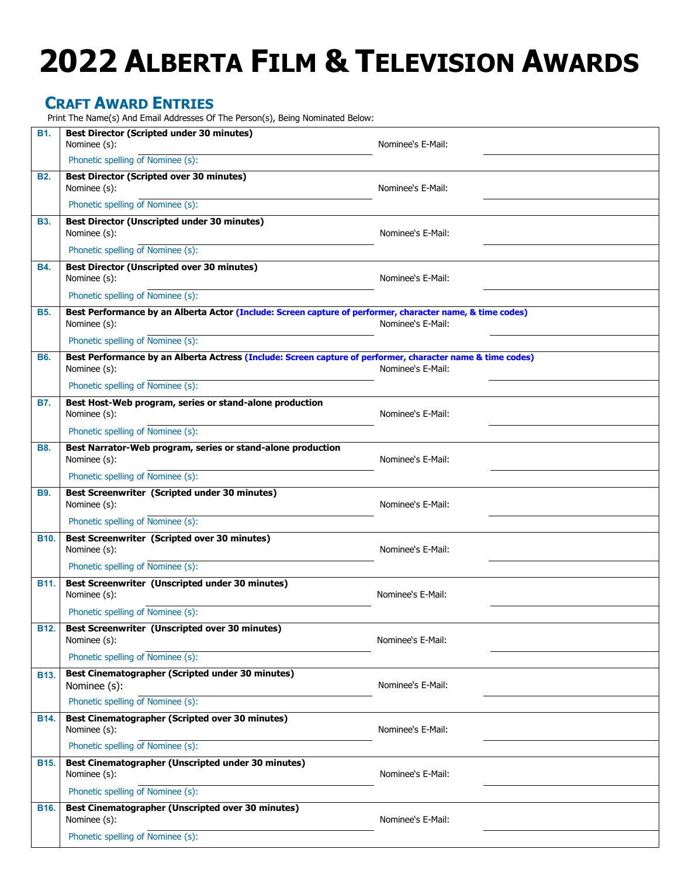# 2022 Alberta Film & Television Awards

## Craft Award Entries

Print The Name(s) And Email Addresses Of The Person(s), Being Nominated Below:

| | | |
|---|---|---|
| **B1.** | **Best Director (Scripted under 30 minutes)**<br>Nominee (s): ____________<br>Phonetic spelling of Nominee (s): ____________ | Nominee's E-Mail: ____________ |
| **B2.** | **Best Director (Scripted over 30 minutes)**<br>Nominee (s): ____________<br>Phonetic spelling of Nominee (s): ____________ | Nominee's E-Mail: ____________ |
| **B3.** | **Best Director (Unscripted under 30 minutes)**<br>Nominee (s): ____________<br>Phonetic spelling of Nominee (s): ____________ | Nominee's E-Mail: ____________ |
| **B4.** | **Best Director (Unscripted over 30 minutes)**<br>Nominee (s): ____________<br>Phonetic spelling of Nominee (s): ____________ | Nominee's E-Mail: ____________ |
| **B5.** | **Best Performance by an Alberta Actor (Include: Screen capture of performer, character name, & time codes)**<br>Nominee (s): ____________<br>Phonetic spelling of Nominee (s): ____________ | Nominee's E-Mail: ____________ |
| **B6.** | **Best Performance by an Alberta Actress (Include: Screen capture of performer, character name & time codes)**<br>Nominee (s): ____________<br>Phonetic spelling of Nominee (s): ____________ | Nominee's E-Mail: ____________ |
| **B7.** | **Best Host-Web program, series or stand-alone production**<br>Nominee (s): ____________<br>Phonetic spelling of Nominee (s): ____________ | Nominee's E-Mail: ____________ |
| **B8.** | **Best Narrator-Web program, series or stand-alone production**<br>Nominee (s): ____________<br>Phonetic spelling of Nominee (s): ____________ | Nominee's E-Mail: ____________ |
| **B9.** | **Best Screenwriter (Scripted under 30 minutes)**<br>Nominee (s): ____________<br>Phonetic spelling of Nominee (s): ____________ | Nominee's E-Mail: ____________ |
| **B10.** | **Best Screenwriter (Scripted over 30 minutes)**<br>Nominee (s): ____________<br>Phonetic spelling of Nominee (s): ____________ | Nominee's E-Mail: ____________ |
| **B11.** | **Best Screenwriter (Unscripted under 30 minutes)**<br>Nominee (s): ____________<br>Phonetic spelling of Nominee (s): ____________ | Nominee's E-Mail: ____________ |
| **B12.** | **Best Screenwriter (Unscripted over 30 minutes)**<br>Nominee (s): ____________<br>Phonetic spelling of Nominee (s): ____________ | Nominee's E-Mail: ____________ |
| **B13.** | **Best Cinematographer (Scripted under 30 minutes)**<br>Nominee (s): ____________<br>Phonetic spelling of Nominee (s): ____________ | Nominee's E-Mail: ____________ |
| **B14.** | **Best Cinematographer (Scripted over 30 minutes)**<br>Nominee (s): ____________<br>Phonetic spelling of Nominee (s): ____________ | Nominee's E-Mail: ____________ |
| **B15.** | **Best Cinematographer (Unscripted under 30 minutes)**<br>Nominee (s): ____________<br>Phonetic spelling of Nominee (s): ____________ | Nominee's E-Mail: ____________ |
| **B16.** | **Best Cinematographer (Unscripted over 30 minutes)**<br>Nominee (s): ____________<br>Phonetic spelling of Nominee (s): ____________ | Nominee's E-Mail: ____________ |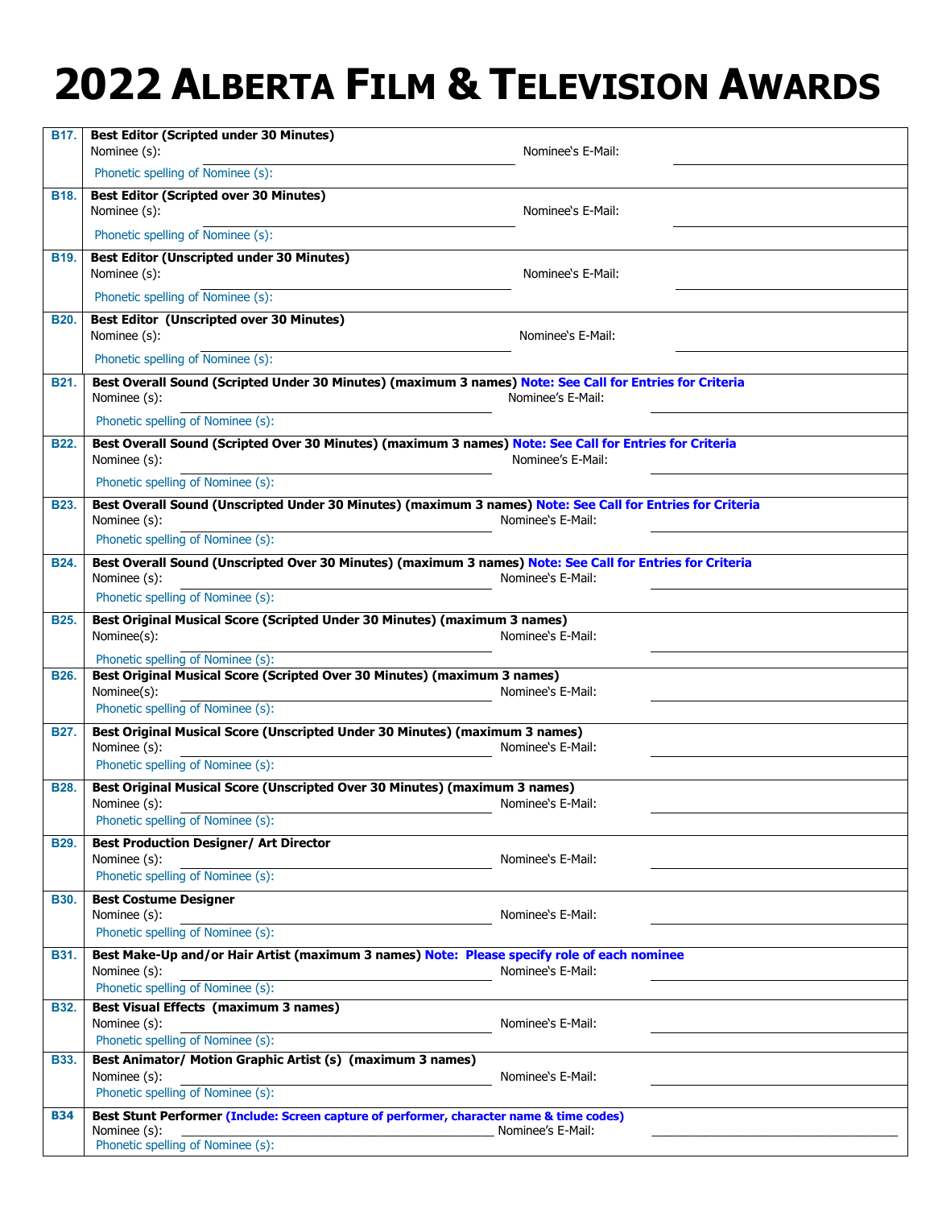# 2022 ALBERTA FILM & TELEVISION AWARDS

| | |
|---|---|
| **B17.** | **Best Editor (Scripted under 30 Minutes)**<br>Nominee (s): ______ Nominee's E-Mail: ______<br>Phonetic spelling of Nominee (s): |
| **B18.** | **Best Editor (Scripted over 30 Minutes)**<br>Nominee (s): ______ Nominee's E-Mail: ______<br>Phonetic spelling of Nominee (s): |
| **B19.** | **Best Editor (Unscripted under 30 Minutes)**<br>Nominee (s): ______ Nominee's E-Mail: ______<br>Phonetic spelling of Nominee (s): |
| **B20.** | **Best Editor (Unscripted over 30 Minutes)**<br>Nominee (s): ______ Nominee's E-Mail: ______<br>Phonetic spelling of Nominee (s): |
| **B21.** | **Best Overall Sound (Scripted Under 30 Minutes) (maximum 3 names) Note: See Call for Entries for Criteria**<br>Nominee (s): ______ Nominee's E-Mail: ______<br>Phonetic spelling of Nominee (s): |
| **B22.** | **Best Overall Sound (Scripted Over 30 Minutes) (maximum 3 names) Note: See Call for Entries for Criteria**<br>Nominee (s): ______ Nominee's E-Mail: ______<br>Phonetic spelling of Nominee (s): |
| **B23.** | **Best Overall Sound (Unscripted Under 30 Minutes) (maximum 3 names) Note: See Call for Entries for Criteria**<br>Nominee (s): ______ Nominee's E-Mail: ______<br>Phonetic spelling of Nominee (s): |
| **B24.** | **Best Overall Sound (Unscripted Over 30 Minutes) (maximum 3 names) Note: See Call for Entries for Criteria**<br>Nominee (s): ______ Nominee's E-Mail: ______<br>Phonetic spelling of Nominee (s): |
| **B25.** | **Best Original Musical Score (Scripted Under 30 Minutes) (maximum 3 names)**<br>Nominee(s): ______ Nominee's E-Mail: ______<br>Phonetic spelling of Nominee (s): |
| **B26.** | **Best Original Musical Score (Scripted Over 30 Minutes) (maximum 3 names)**<br>Nominee(s): ______ Nominee's E-Mail: ______<br>Phonetic spelling of Nominee (s): |
| **B27.** | **Best Original Musical Score (Unscripted Under 30 Minutes) (maximum 3 names)**<br>Nominee (s): ______ Nominee's E-Mail: ______<br>Phonetic spelling of Nominee (s): |
| **B28.** | **Best Original Musical Score (Unscripted Over 30 Minutes) (maximum 3 names)**<br>Nominee (s): ______ Nominee's E-Mail: ______<br>Phonetic spelling of Nominee (s): |
| **B29.** | **Best Production Designer/ Art Director**<br>Nominee (s): ______ Nominee's E-Mail: ______<br>Phonetic spelling of Nominee (s): |
| **B30.** | **Best Costume Designer**<br>Nominee (s): ______ Nominee's E-Mail: ______<br>Phonetic spelling of Nominee (s): |
| **B31.** | **Best Make-Up and/or Hair Artist (maximum 3 names) Note: Please specify role of each nominee**<br>Nominee (s): ______ Nominee's E-Mail: ______<br>Phonetic spelling of Nominee (s): |
| **B32.** | **Best Visual Effects (maximum 3 names)**<br>Nominee (s): ______ Nominee's E-Mail: ______<br>Phonetic spelling of Nominee (s): |
| **B33.** | **Best Animator/ Motion Graphic Artist (s) (maximum 3 names)**<br>Nominee (s): ______ Nominee's E-Mail: ______<br>Phonetic spelling of Nominee (s): |
| **B34** | **Best Stunt Performer (Include: Screen capture of performer, character name & time codes)**<br>Nominee (s): ______ Nominee's E-Mail: ______<br>Phonetic spelling of Nominee (s): |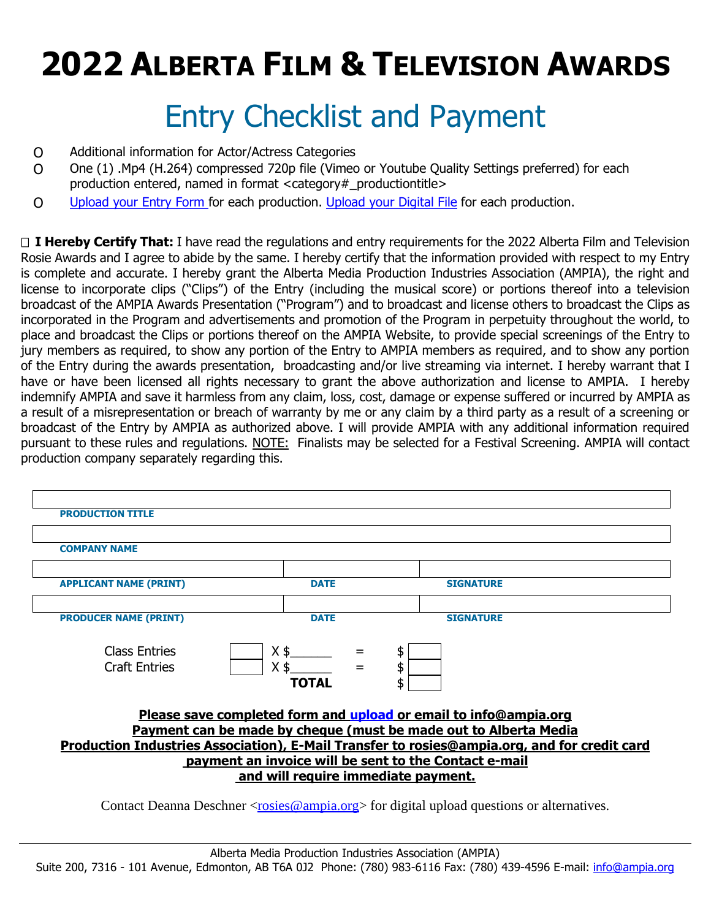# 2022 ALBERTA FILM & TELEVISION AWARDS

## Entry Checklist and Payment

- O Additional information for Actor/Actress Categories
- O One (1) .Mp4 (H.264) compressed 720p file (Vimeo or Youtube Quality Settings preferred) for each production entered, named in format <category#_productiontitle>
- O Upload your Entry Form for each production. Upload your Digital File for each production.

☐ **I Hereby Certify That:** I have read the regulations and entry requirements for the 2022 Alberta Film and Television Rosie Awards and I agree to abide by the same. I hereby certify that the information provided with respect to my Entry is complete and accurate. I hereby grant the Alberta Media Production Industries Association (AMPIA), the right and license to incorporate clips ("Clips") of the Entry (including the musical score) or portions thereof into a television broadcast of the AMPIA Awards Presentation ("Program") and to broadcast and license others to broadcast the Clips as incorporated in the Program and advertisements and promotion of the Program in perpetuity throughout the world, to place and broadcast the Clips or portions thereof on the AMPIA Website, to provide special screenings of the Entry to jury members as required, to show any portion of the Entry to AMPIA members as required, and to show any portion of the Entry during the awards presentation, broadcasting and/or live streaming via internet. I hereby warrant that I have or have been licensed all rights necessary to grant the above authorization and license to AMPIA. I hereby indemnify AMPIA and save it harmless from any claim, loss, cost, damage or expense suffered or incurred by AMPIA as a result of a misrepresentation or breach of warranty by me or any claim by a third party as a result of a screening or broadcast of the Entry by AMPIA as authorized above. I will provide AMPIA with any additional information required pursuant to these rules and regulations. NOTE: Finalists may be selected for a Festival Screening. AMPIA will contact production company separately regarding this.

**PRODUCTION TITLE**

**COMPANY NAME**

| **APPLICANT NAME (PRINT)** | **DATE** | **SIGNATURE** |
|---|---|---|
| | | |

| **PRODUCER NAME (PRINT)** | **DATE** | **SIGNATURE** |
|---|---|---|
| | | |

| | | | | |
|---|---|---|---|---|
| Class Entries | | X $______ | = | $ |
| Craft Entries | | X $______ | = | $ |
| | | **TOTAL** | | $ |

**Please save completed form and upload or email to info@ampia.org**
**Payment can be made by cheque (must be made out to Alberta Media Production Industries Association), E-Mail Transfer to rosies@ampia.org, and for credit card payment an invoice will be sent to the Contact e-mail and will require immediate payment.**

Contact Deanna Deschner <rosies@ampia.org> for digital upload questions or alternatives.

Alberta Media Production Industries Association (AMPIA)
Suite 200, 7316 - 101 Avenue, Edmonton, AB T6A 0J2 Phone: (780) 983-6116 Fax: (780) 439-4596 E-mail: info@ampia.org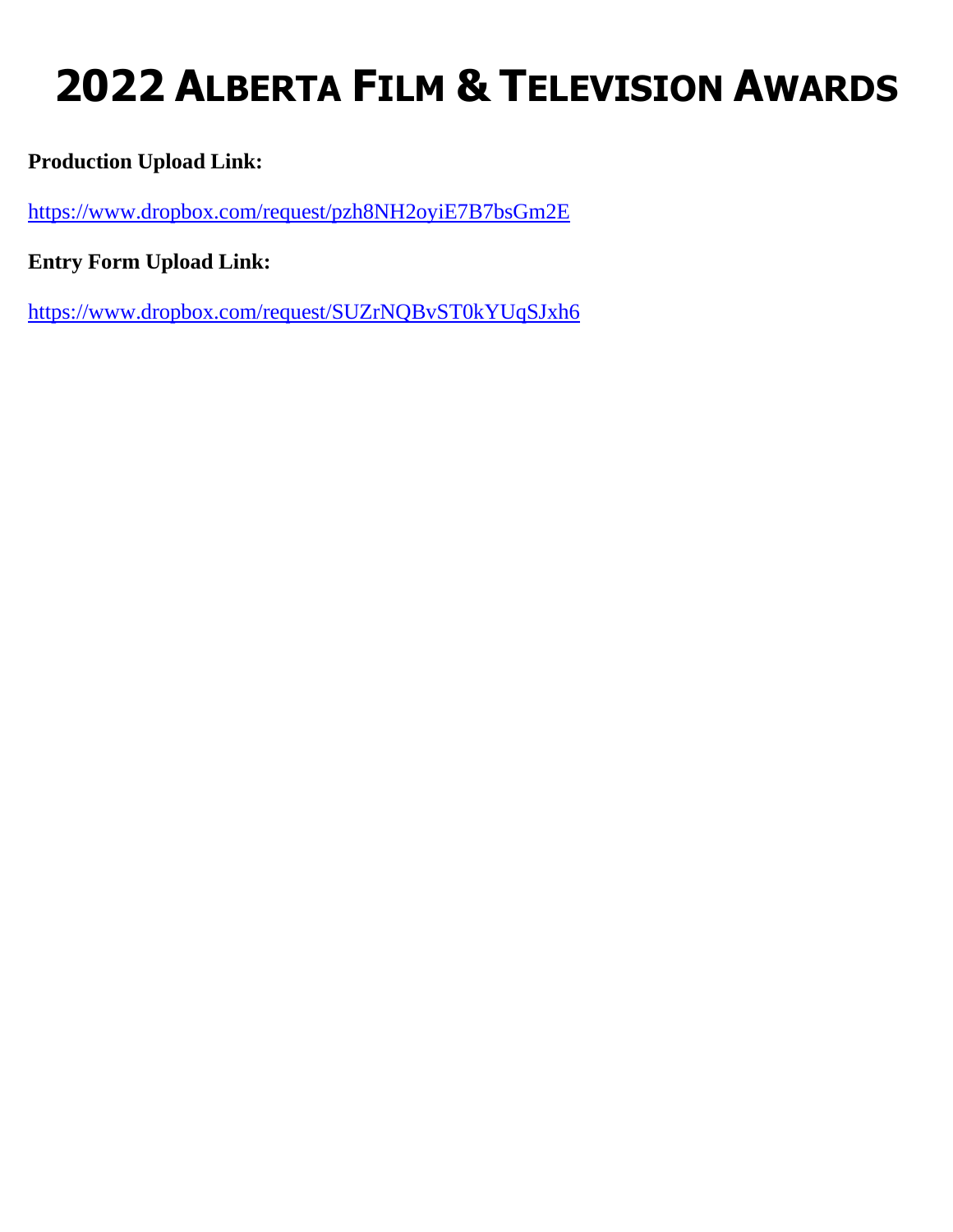# 2022 Alberta Film & Television Awards

**Production Upload Link:**

https://www.dropbox.com/request/pzh8NH2oyiE7B7bsGm2E

**Entry Form Upload Link:**

https://www.dropbox.com/request/SUZrNQBvST0kYUqSJxh6